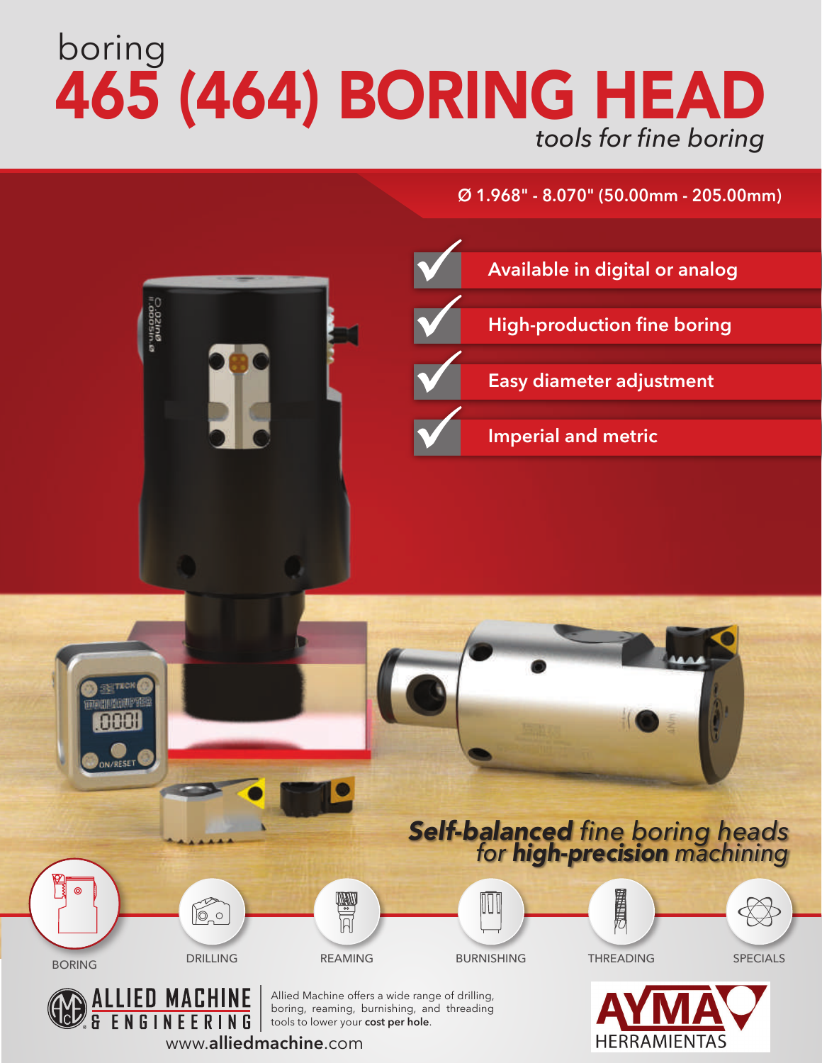boring

# 465 (464) BORING HEAD

*tools for fine boring*

**Ø 1.968" - 8.070" (50.00mm - 205.00mm)**

- Available in digital or analog
- High-production fine boring
- Easy diameter adjustment
- Imperial and metric

***Self-balanced** fine boring heads for **high-precision** machining*

BORING | DRILLING | REAMING | BURNISHING | THREADING | SPECIALS

ALLIED MACHINE & ENGINEERING

Allied Machine offers a wide range of drilling, boring, reaming, burnishing, and threading tools to lower your **cost per hole**.

www.**alliedmachine**.com

AYMA HERRAMIENTAS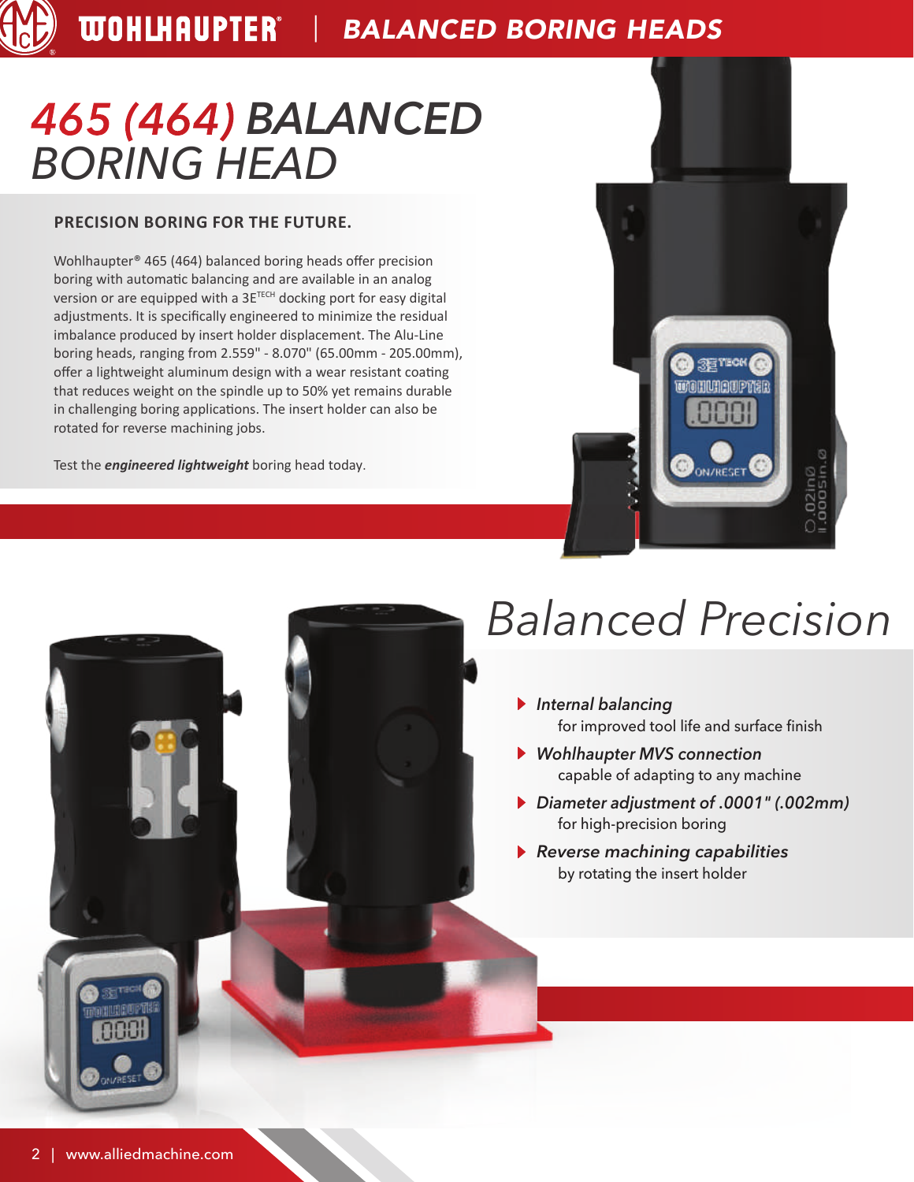# *465 (464) BALANCED BORING HEAD*

**PRECISION BORING FOR THE FUTURE.**

Wohlhaupter® 465 (464) balanced boring heads offer precision boring with automatic balancing and are available in an analog version or are equipped with a 3E[TECH] docking port for easy digital adjustments. It is specifically engineered to minimize the residual imbalance produced by insert holder displacement. The Alu-Line boring heads, ranging from 2.559" - 8.070" (65.00mm - 205.00mm), offer a lightweight aluminum design with a wear resistant coating that reduces weight on the spindle up to 50% yet remains durable in challenging boring applications. The insert holder can also be rotated for reverse machining jobs.

Test the ***engineered lightweight*** boring head today.

## *Balanced Precision*

- ***Internal balancing***
  for improved tool life and surface finish
- ***Wohlhaupter MVS connection***
  capable of adapting to any machine
- ***Diameter adjustment of .0001" (.002mm)***
  for high-precision boring
- ***Reverse machining capabilities***
  by rotating the insert holder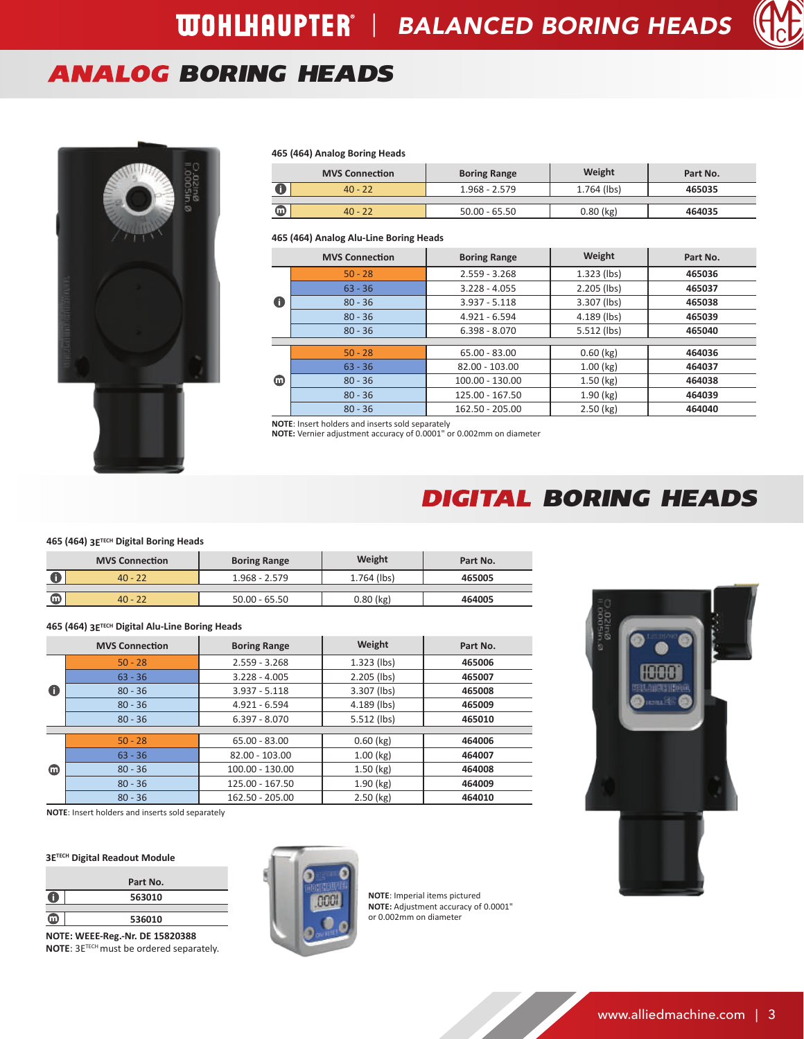# ANALOG BORING HEADS

### 465 (464) Analog Boring Heads

| | MVS Connection | Boring Range | Weight | Part No. |
|---|---|---|---|---|
| i | 40 - 22 | 1.968 - 2.579 | 1.764 (lbs) | **465035** |
| m | 40 - 22 | 50.00 - 65.50 | 0.80 (kg) | **464035** |

### 465 (464) Analog Alu-Line Boring Heads

| | MVS Connection | Boring Range | Weight | Part No. |
|---|---|---|---|---|
| i | 50 - 28 | 2.559 - 3.268 | 1.323 (lbs) | **465036** |
| | 63 - 36 | 3.228 - 4.055 | 2.205 (lbs) | **465037** |
| | 80 - 36 | 3.937 - 5.118 | 3.307 (lbs) | **465038** |
| | 80 - 36 | 4.921 - 6.594 | 4.189 (lbs) | **465039** |
| | 80 - 36 | 6.398 - 8.070 | 5.512 (lbs) | **465040** |
| m | 50 - 28 | 65.00 - 83.00 | 0.60 (kg) | **464036** |
| | 63 - 36 | 82.00 - 103.00 | 1.00 (kg) | **464037** |
| | 80 - 36 | 100.00 - 130.00 | 1.50 (kg) | **464038** |
| | 80 - 36 | 125.00 - 167.50 | 1.90 (kg) | **464039** |
| | 80 - 36 | 162.50 - 205.00 | 2.50 (kg) | **464040** |

**NOTE**: Insert holders and inserts sold separately
**NOTE:** Vernier adjustment accuracy of 0.0001" or 0.002mm on diameter

# DIGITAL BORING HEADS

### 465 (464) 3E[TECH] Digital Boring Heads

| | MVS Connection | Boring Range | Weight | Part No. |
|---|---|---|---|---|
| i | 40 - 22 | 1.968 - 2.579 | 1.764 (lbs) | **465005** |
| m | 40 - 22 | 50.00 - 65.50 | 0.80 (kg) | **464005** |

### 465 (464) 3E[TECH] Digital Alu-Line Boring Heads

| | MVS Connection | Boring Range | Weight | Part No. |
|---|---|---|---|---|
| i | 50 - 28 | 2.559 - 3.268 | 1.323 (lbs) | **465006** |
| | 63 - 36 | 3.228 - 4.005 | 2.205 (lbs) | **465007** |
| | 80 - 36 | 3.937 - 5.118 | 3.307 (lbs) | **465008** |
| | 80 - 36 | 4.921 - 6.594 | 4.189 (lbs) | **465009** |
| | 80 - 36 | 6.397 - 8.070 | 5.512 (lbs) | **465010** |
| m | 50 - 28 | 65.00 - 83.00 | 0.60 (kg) | **464006** |
| | 63 - 36 | 82.00 - 103.00 | 1.00 (kg) | **464007** |
| | 80 - 36 | 100.00 - 130.00 | 1.50 (kg) | **464008** |
| | 80 - 36 | 125.00 - 167.50 | 1.90 (kg) | **464009** |
| | 80 - 36 | 162.50 - 205.00 | 2.50 (kg) | **464010** |

**NOTE**: Insert holders and inserts sold separately

### 3E[TECH] Digital Readout Module

| | Part No. |
|---|---|
| i | **563010** |
| m | **536010** |

**NOTE: WEEE-Reg.-Nr. DE 15820388**
**NOTE**: 3E[TECH] must be ordered separately.

**NOTE**: Imperial items pictured
**NOTE:** Adjustment accuracy of 0.0001" or 0.002mm on diameter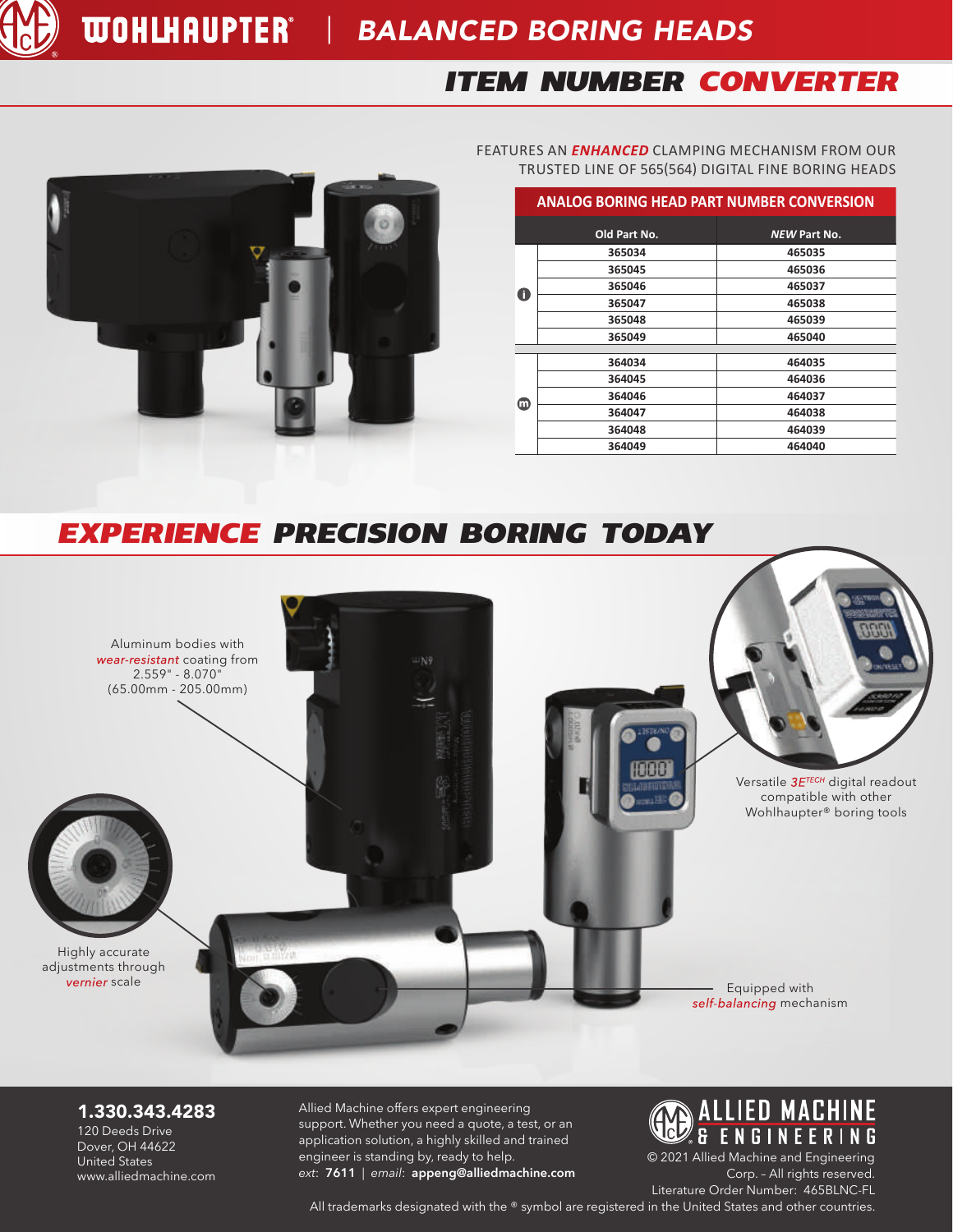# BALANCED BORING HEADS

## ITEM NUMBER CONVERTER

FEATURES AN *ENHANCED* CLAMPING MECHANISM FROM OUR TRUSTED LINE OF 565(564) DIGITAL FINE BORING HEADS

### ANALOG BORING HEAD PART NUMBER CONVERSION

| | Old Part No. | *NEW* Part No. |
|---|---|---|
| i | 365034 | 465035 |
| | 365045 | 465036 |
| | 365046 | 465037 |
| | 365047 | 465038 |
| | 365048 | 465039 |
| | 365049 | 465040 |
| m | 364034 | 464035 |
| | 364045 | 464036 |
| | 364046 | 464037 |
| | 364047 | 464038 |
| | 364048 | 464039 |
| | 364049 | 464040 |

## *EXPERIENCE* PRECISION BORING TODAY

Aluminum bodies with *wear-resistant* coating from 2.559" - 8.070" (65.00mm - 205.00mm)

Versatile *3E[TECH]* digital readout compatible with other Wohlhaupter® boring tools

Highly accurate adjustments through *vernier* scale

Equipped with *self-balancing* mechanism

**1.330.343.4283**
120 Deeds Drive
Dover, OH 44622
United States
www.alliedmachine.com

Allied Machine offers expert engineering support. Whether you need a quote, a test, or an application solution, a highly skilled and trained engineer is standing by, ready to help.
*ext*: **7611** | *email*: **appeng@alliedmachine.com**

ALLIED MACHINE & ENGINEERING

© 2021 Allied Machine and Engineering Corp. – All rights reserved.
Literature Order Number: 465BLNC-FL

All trademarks designated with the ® symbol are registered in the United States and other countries.